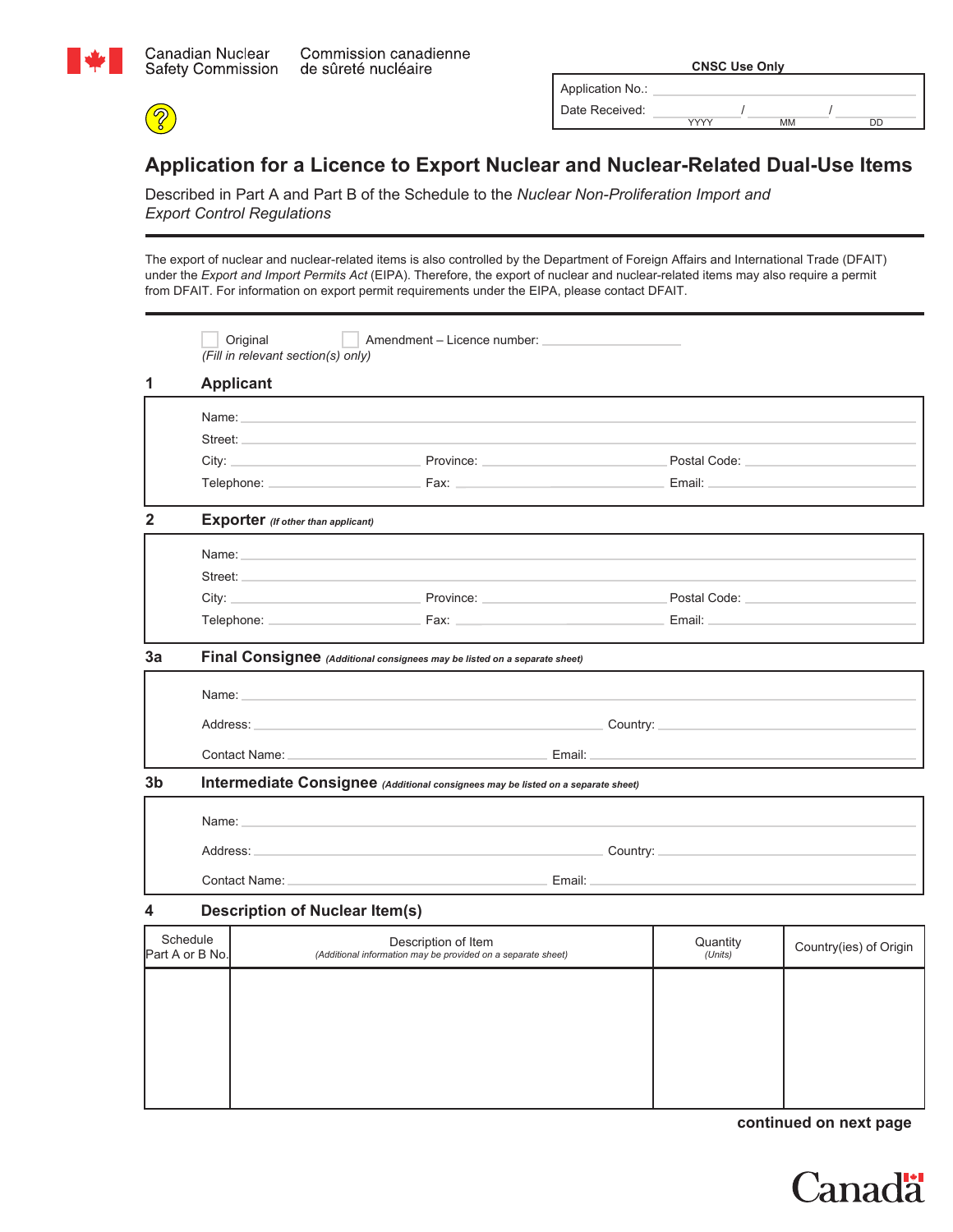Canadian Nuclear Safety Commission — Commission canadienne de sûreté nucléaire

**CNSC Use Only**

Application No.: ______________________

Date Received: ________ / ________ / ________
YYYY MM DD

# Application for a Licence to Export Nuclear and Nuclear-Related Dual-Use Items

Described in Part A and Part B of the Schedule to the *Nuclear Non-Proliferation Import and Export Control Regulations*

The export of nuclear and nuclear-related items is also controlled by the Department of Foreign Affairs and International Trade (DFAIT) under the *Export and Import Permits Act* (EIPA). Therefore, the export of nuclear and nuclear-related items may also require a permit from DFAIT. For information on export permit requirements under the EIPA, please contact DFAIT.

☐ Original ☐ Amendment – Licence number: ______________________

*(Fill in relevant section(s) only)*

## 1 Applicant

Name: ______________________

Street: ______________________

City: ______________________ Province: ______________________ Postal Code: ______________________

Telephone: ______________________ Fax: ______________________ Email: ______________________

## 2 Exporter *(If other than applicant)*

Name: ______________________

Street: ______________________

City: ______________________ Province: ______________________ Postal Code: ______________________

Telephone: ______________________ Fax: ______________________ Email: ______________________

## 3a Final Consignee *(Additional consignees may be listed on a separate sheet)*

Name: ______________________

Address: ______________________ Country: ______________________

Contact Name: ______________________ Email: ______________________

## 3b Intermediate Consignee *(Additional consignees may be listed on a separate sheet)*

Name: ______________________

Address: ______________________ Country: ______________________

Contact Name: ______________________ Email: ______________________

## 4 Description of Nuclear Item(s)

| Schedule Part A or B No. | Description of Item *(Additional information may be provided on a separate sheet)* | Quantity *(Units)* | Country(ies) of Origin |
|---|---|---|---|
| | | | |

**continued on next page**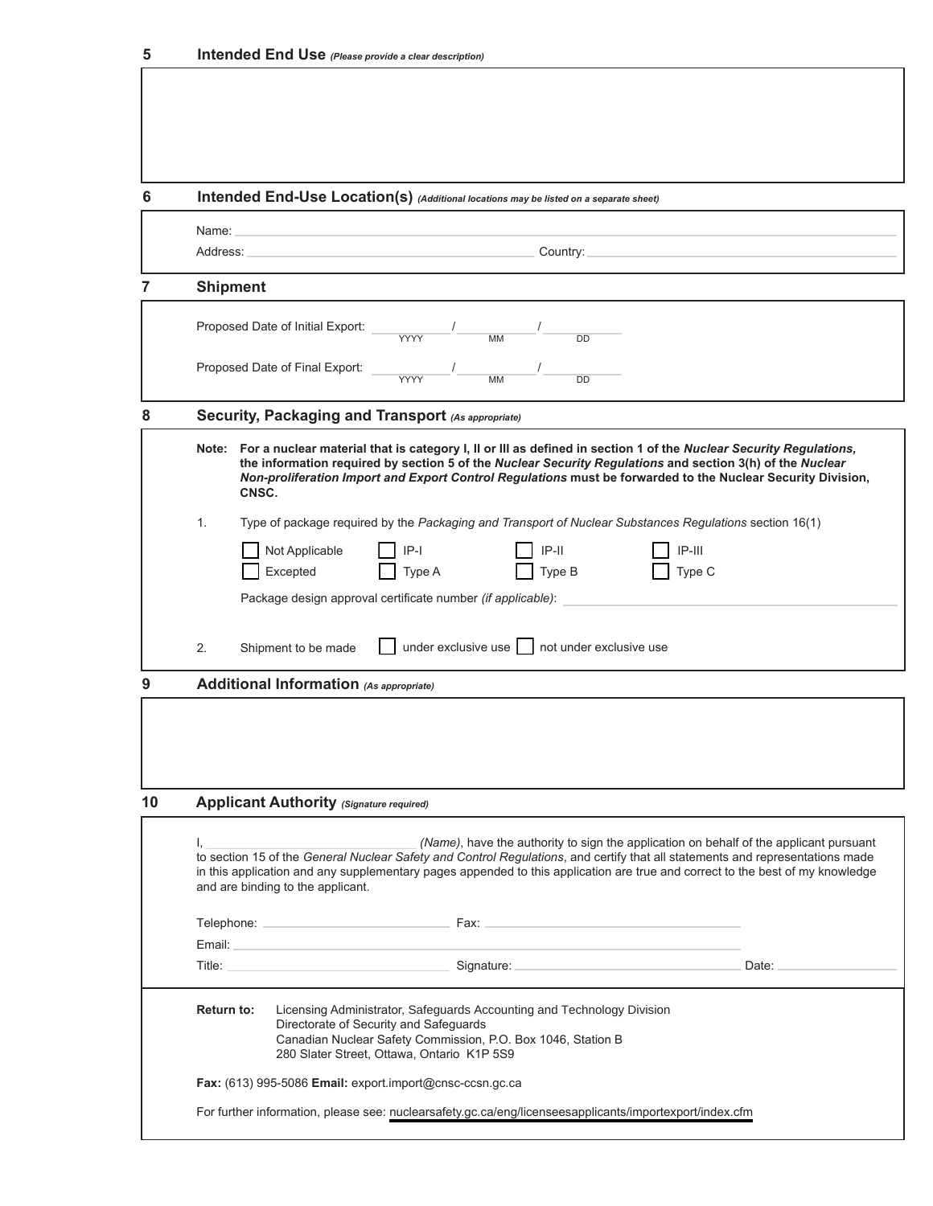## 5 Intended End Use *(Please provide a clear description)*

## 6 Intended End-Use Location(s) *(Additional locations may be listed on a separate sheet)*

Name: \_\_\_\_\_\_\_\_\_\_\_\_\_\_\_\_\_\_\_\_

Address: \_\_\_\_\_\_\_\_\_\_\_\_\_\_\_\_\_\_\_\_ Country: \_\_\_\_\_\_\_\_\_\_\_\_\_\_\_\_\_\_\_\_

## 7 Shipment

Proposed Date of Initial Export: \_\_\_\_\_\_ / \_\_\_\_\_\_ / \_\_\_\_\_\_ (YYYY / MM / DD)

Proposed Date of Final Export: \_\_\_\_\_\_ / \_\_\_\_\_\_ / \_\_\_\_\_\_ (YYYY / MM / DD)

## 8 Security, Packaging and Transport *(As appropriate)*

**Note: For a nuclear material that is category I, II or III as defined in section 1 of the *Nuclear Security Regulations,* the information required by section 5 of the *Nuclear Security Regulations* and section 3(h) of the *Nuclear Non-proliferation Import and Export Control Regulations* must be forwarded to the Nuclear Security Division, CNSC.**

1. Type of package required by the *Packaging and Transport of Nuclear Substances Regulations* section 16(1)

   - ☐ Not Applicable ☐ IP-I ☐ IP-II ☐ IP-III
   - ☐ Excepted ☐ Type A ☐ Type B ☐ Type C

   Package design approval certificate number *(if applicable)*: \_\_\_\_\_\_\_\_\_\_\_\_\_\_\_\_\_\_\_\_

2. Shipment to be made ☐ under exclusive use ☐ not under exclusive use

## 9 Additional Information *(As appropriate)*

## 10 Applicant Authority *(Signature required)*

I, \_\_\_\_\_\_\_\_\_\_\_\_\_\_\_\_\_\_\_\_ *(Name)*, have the authority to sign the application on behalf of the applicant pursuant to section 15 of the *General Nuclear Safety and Control Regulations*, and certify that all statements and representations made in this application and any supplementary pages appended to this application are true and correct to the best of my knowledge and are binding to the applicant.

Telephone: \_\_\_\_\_\_\_\_\_\_\_\_\_\_\_\_\_\_\_\_ Fax: \_\_\_\_\_\_\_\_\_\_\_\_\_\_\_\_\_\_\_\_

Email: \_\_\_\_\_\_\_\_\_\_\_\_\_\_\_\_\_\_\_\_

Title: \_\_\_\_\_\_\_\_\_\_\_\_\_\_\_\_\_\_\_\_ Signature: \_\_\_\_\_\_\_\_\_\_\_\_\_\_\_\_\_\_\_\_ Date: \_\_\_\_\_\_\_\_\_\_\_\_\_\_\_\_\_\_\_\_

**Return to:** Licensing Administrator, Safeguards Accounting and Technology Division
Directorate of Security and Safeguards
Canadian Nuclear Safety Commission, P.O. Box 1046, Station B
280 Slater Street, Ottawa, Ontario K1P 5S9

**Fax:** (613) 995-5086 **Email:** export.import@cnsc-ccsn.gc.ca

For further information, please see: nuclearsafety.gc.ca/eng/licenseesapplicants/importexport/index.cfm